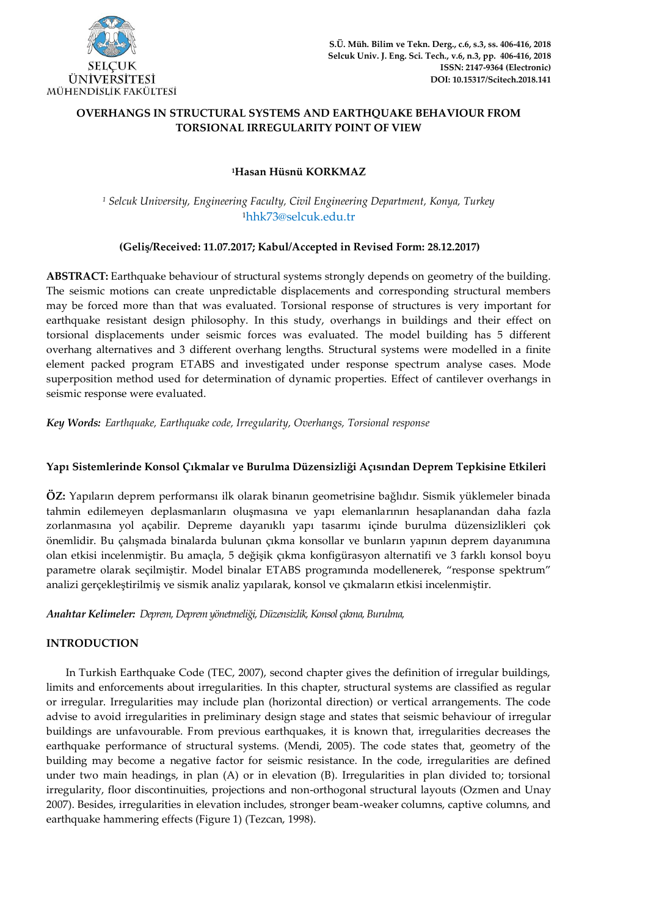# OVERHANGS IN STRUCTURAL SYSTEMS AND EARTHQUAKE BEHAVIOUR FROM TORSIONAL IRREGULARITY POINT OF VIEW

[1]Hasan Hüsnü KORKMAZ

[1] *Selcuk University, Engineering Faculty, Civil Engineering Department, Konya, Turkey*
[1]hhk73@selcuk.edu.tr

**(Geliş/Received: 11.07.2017; Kabul/Accepted in Revised Form: 28.12.2017)**

**ABSTRACT:** Earthquake behaviour of structural systems strongly depends on geometry of the building. The seismic motions can create unpredictable displacements and corresponding structural members may be forced more than that was evaluated. Torsional response of structures is very important for earthquake resistant design philosophy. In this study, overhangs in buildings and their effect on torsional displacements under seismic forces was evaluated. The model building has 5 different overhang alternatives and 3 different overhang lengths. Structural systems were modelled in a finite element packed program ETABS and investigated under response spectrum analyse cases. Mode superposition method used for determination of dynamic properties. Effect of cantilever overhangs in seismic response were evaluated.

***Key Words:*** *Earthquake, Earthquake code, Irregularity, Overhangs, Torsional response*

## Yapı Sistemlerinde Konsol Çıkmalar ve Burulma Düzensizliği Açısından Deprem Tepkisine Etkileri

**ÖZ:** Yapıların deprem performansı ilk olarak binanın geometrisine bağlıdır. Sismik yüklemeler binada tahmin edilemeyen deplasmanların oluşmasına ve yapı elemanlarının hesaplanandan daha fazla zorlanmasına yol açabilir. Depreme dayanıklı yapı tasarımı içinde burulma düzensizlikleri çok önemlidir. Bu çalışmada binalarda bulunan çıkma konsollar ve bunların yapının deprem dayanımına olan etkisi incelenmiştir. Bu amaçla, 5 değişik çıkma konfigürasyon alternatifi ve 3 farklı konsol boyu parametre olarak seçilmiştir. Model binalar ETABS programında modellenerek, "response spektrum" analizi gerçekleştirilmiş ve sismik analiz yapılarak, konsol ve çıkmaların etkisi incelenmiştir.

***Anahtar Kelimeler:*** *Deprem, Deprem yönetmeliği, Düzensizlik, Konsol çıkma, Burulma,*

## INTRODUCTION

In Turkish Earthquake Code (TEC, 2007), second chapter gives the definition of irregular buildings, limits and enforcements about irregularities. In this chapter, structural systems are classified as regular or irregular. Irregularities may include plan (horizontal direction) or vertical arrangements. The code advise to avoid irregularities in preliminary design stage and states that seismic behaviour of irregular buildings are unfavourable. From previous earthquakes, it is known that, irregularities decreases the earthquake performance of structural systems. (Mendi, 2005). The code states that, geometry of the building may become a negative factor for seismic resistance. In the code, irregularities are defined under two main headings, in plan (A) or in elevation (B). Irregularities in plan divided to; torsional irregularity, floor discontinuities, projections and non-orthogonal structural layouts (Ozmen and Unay 2007). Besides, irregularities in elevation includes, stronger beam-weaker columns, captive columns, and earthquake hammering effects (Figure 1) (Tezcan, 1998).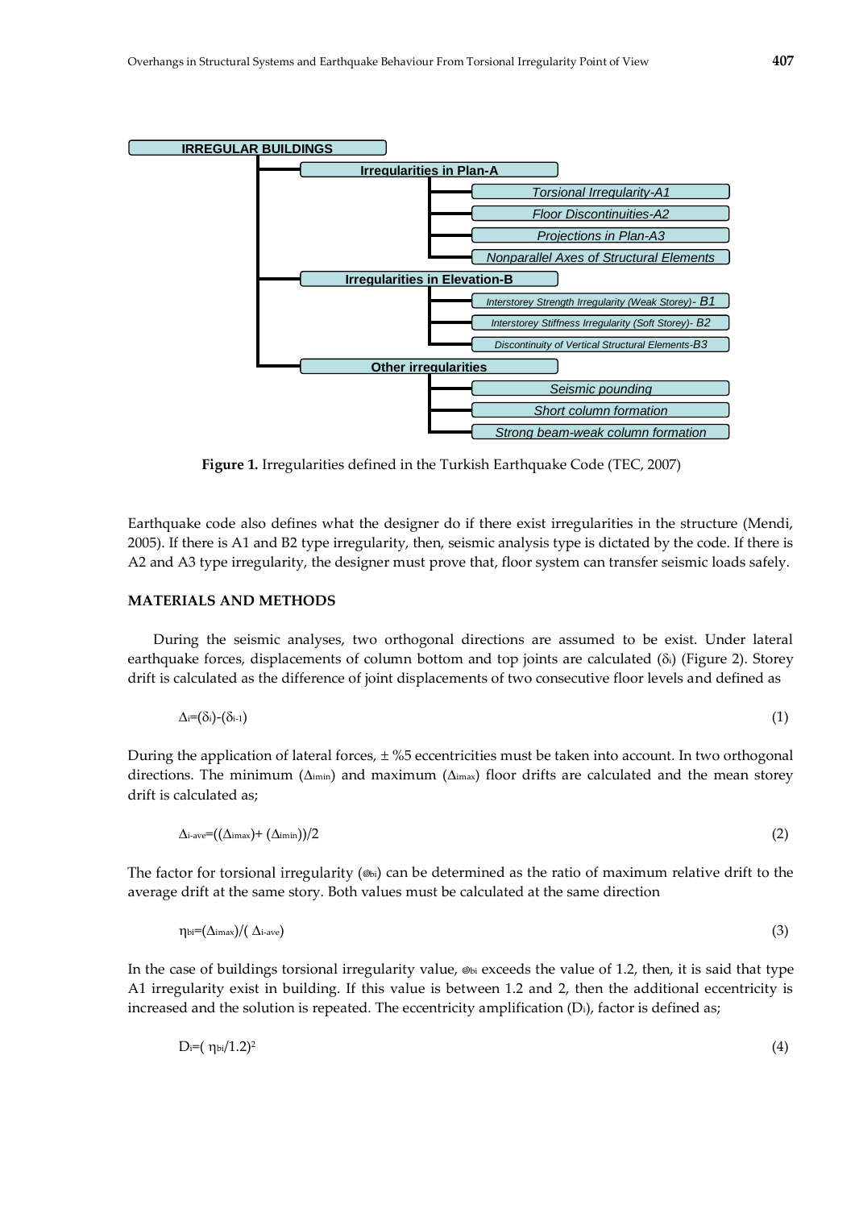IRREGULAR BUILDINGS

Irregularities in Plan-A

Torsional Irregularity-A1

Floor Discontinuities-A2

Projections in Plan-A3

Nonparallel Axes of Structural Elements

Irregularities in Elevation-B

Interstorey Strength Irregularity (Weak Storey)- B1

Interstorey Stiffness Irregularity (Soft Storey)- B2

Discontinuity of Vertical Structural Elements-B3

Other irregularities

Seismic pounding

Short column formation

Strong beam-weak column formation

**Figure 1.** Irregularities defined in the Turkish Earthquake Code (TEC, 2007)

Earthquake code also defines what the designer do if there exist irregularities in the structure (Mendi, 2005). If there is A1 and B2 type irregularity, then, seismic analysis type is dictated by the code. If there is A2 and A3 type irregularity, the designer must prove that, floor system can transfer seismic loads safely.

## MATERIALS AND METHODS

During the seismic analyses, two orthogonal directions are assumed to be exist. Under lateral earthquake forces, displacements of column bottom and top joints are calculated ($\delta_i$) (Figure 2). Storey drift is calculated as the difference of joint displacements of two consecutive floor levels and defined as

$$\Delta_i=(\delta_i)-(\delta_{i-1}) \tag{1}$$

During the application of lateral forces, ± %5 eccentricities must be taken into account. In two orthogonal directions. The minimum ($\Delta_{imin}$) and maximum ($\Delta_{imax}$) floor drifts are calculated and the mean storey drift is calculated as;

$$\Delta_{i\text{-}ave}=((\Delta_{imax})+(\Delta_{imin}))/2 \tag{2}$$

The factor for torsional irregularity ($\eta_{bi}$) can be determined as the ratio of maximum relative drift to the average drift at the same story. Both values must be calculated at the same direction

$$\eta_{bi}=(\Delta_{imax})/(\Delta_{i\text{-}ave}) \tag{3}$$

In the case of buildings torsional irregularity value, $\eta_{bi}$ exceeds the value of 1.2, then, it is said that type A1 irregularity exist in building. If this value is between 1.2 and 2, then the additional eccentricity is increased and the solution is repeated. The eccentricity amplification ($D_i$), factor is defined as;

$$D_i=(\eta_{bi}/1.2)^2 \tag{4}$$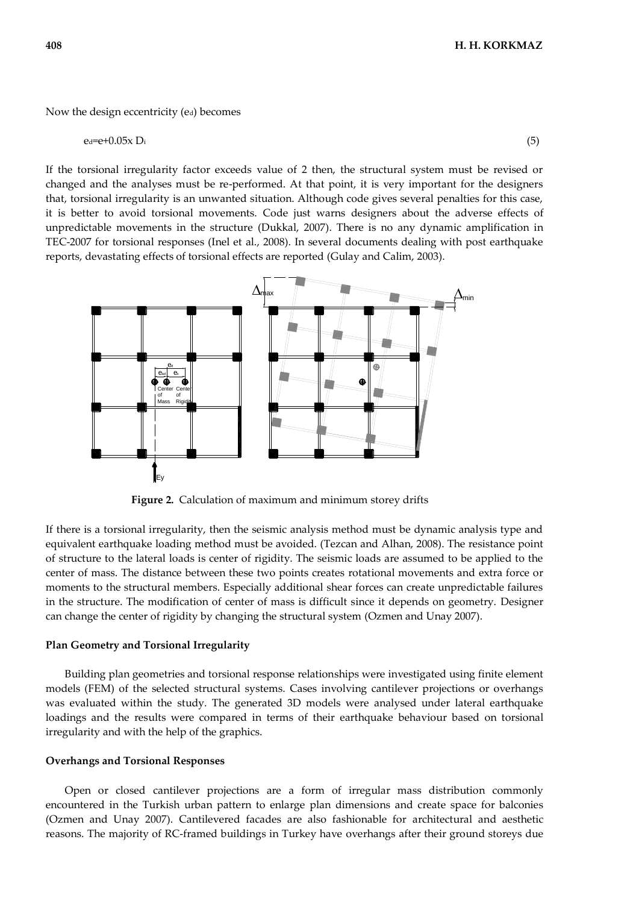Now the design eccentricity ($e_d$) becomes

$$e_d = e + 0.05 \times D_i \quad (5)$$

If the torsional irregularity factor exceeds value of 2 then, the structural system must be revised or changed and the analyses must be re-performed. At that point, it is very important for the designers that, torsional irregularity is an unwanted situation. Although code gives several penalties for this case, it is better to avoid torsional movements. Code just warns designers about the adverse effects of unpredictable movements in the structure (Dukkal, 2007). There is no any dynamic amplification in TEC-2007 for torsional responses (Inel et al., 2008). In several documents dealing with post earthquake reports, devastating effects of torsional effects are reported (Gulay and Calim, 2003).

$\Delta_{max}$

$\Delta_{min}$

$e_d$

$e_{ad}$

$e_x$

Center of Mass

Center of Rigidity

Ey

**Figure 2.** Calculation of maximum and minimum storey drifts

If there is a torsional irregularity, then the seismic analysis method must be dynamic analysis type and equivalent earthquake loading method must be avoided. (Tezcan and Alhan, 2008). The resistance point of structure to the lateral loads is center of rigidity. The seismic loads are assumed to be applied to the center of mass. The distance between these two points creates rotational movements and extra force or moments to the structural members. Especially additional shear forces can create unpredictable failures in the structure. The modification of center of mass is difficult since it depends on geometry. Designer can change the center of rigidity by changing the structural system (Ozmen and Unay 2007).

### Plan Geometry and Torsional Irregularity

Building plan geometries and torsional response relationships were investigated using finite element models (FEM) of the selected structural systems. Cases involving cantilever projections or overhangs was evaluated within the study. The generated 3D models were analysed under lateral earthquake loadings and the results were compared in terms of their earthquake behaviour based on torsional irregularity and with the help of the graphics.

### Overhangs and Torsional Responses

Open or closed cantilever projections are a form of irregular mass distribution commonly encountered in the Turkish urban pattern to enlarge plan dimensions and create space for balconies (Ozmen and Unay 2007). Cantilevered facades are also fashionable for architectural and aesthetic reasons. The majority of RC-framed buildings in Turkey have overhangs after their ground storeys due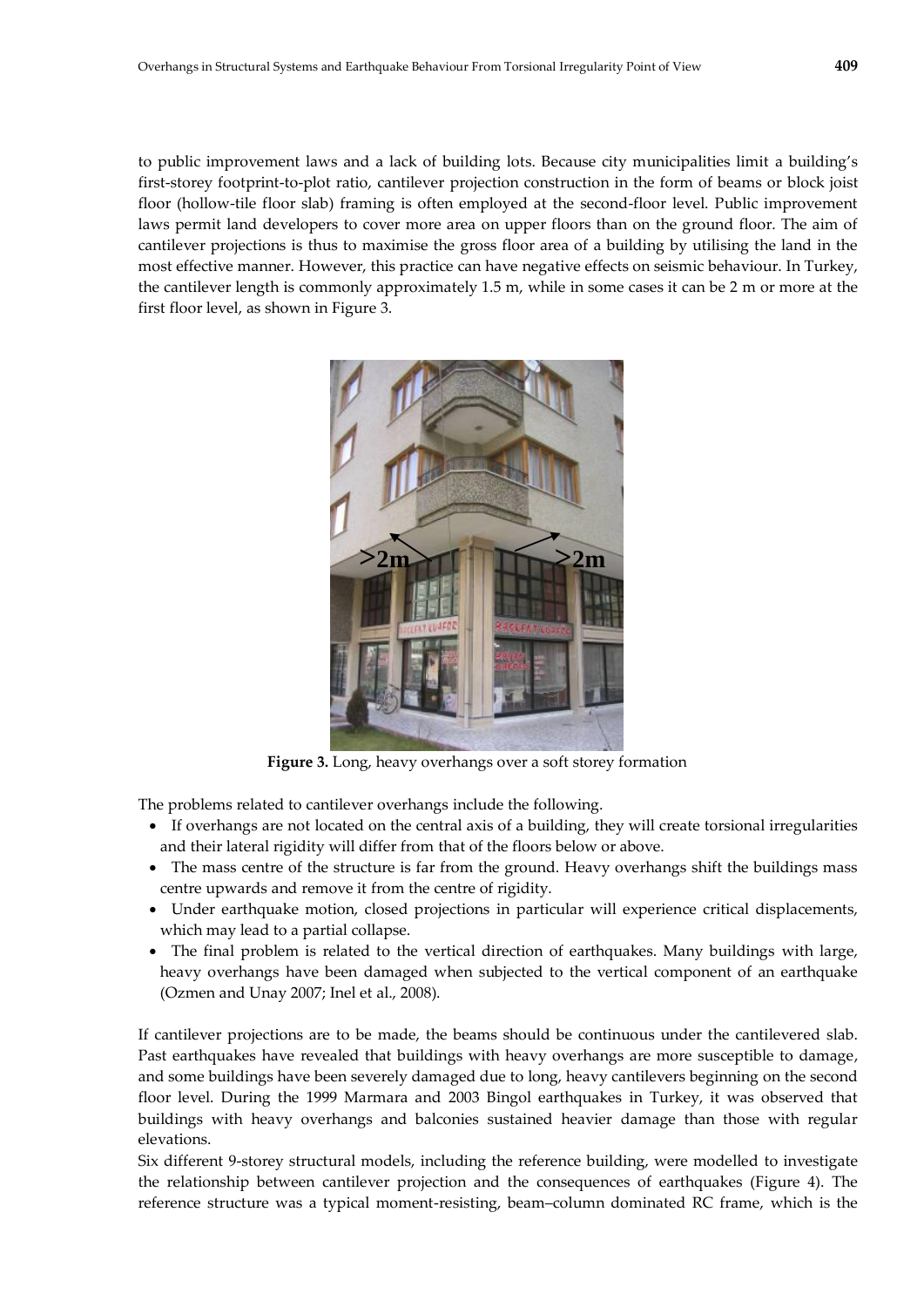to public improvement laws and a lack of building lots. Because city municipalities limit a building's first-storey footprint-to-plot ratio, cantilever projection construction in the form of beams or block joist floor (hollow-tile floor slab) framing is often employed at the second-floor level. Public improvement laws permit land developers to cover more area on upper floors than on the ground floor. The aim of cantilever projections is thus to maximise the gross floor area of a building by utilising the land in the most effective manner. However, this practice can have negative effects on seismic behaviour. In Turkey, the cantilever length is commonly approximately 1.5 m, while in some cases it can be 2 m or more at the first floor level, as shown in Figure 3.

>2m

>2m

**Figure 3.** Long, heavy overhangs over a soft storey formation

The problems related to cantilever overhangs include the following.

- If overhangs are not located on the central axis of a building, they will create torsional irregularities and their lateral rigidity will differ from that of the floors below or above.
- The mass centre of the structure is far from the ground. Heavy overhangs shift the buildings mass centre upwards and remove it from the centre of rigidity.
- Under earthquake motion, closed projections in particular will experience critical displacements, which may lead to a partial collapse.
- The final problem is related to the vertical direction of earthquakes. Many buildings with large, heavy overhangs have been damaged when subjected to the vertical component of an earthquake (Ozmen and Unay 2007; Inel et al., 2008).

If cantilever projections are to be made, the beams should be continuous under the cantilevered slab. Past earthquakes have revealed that buildings with heavy overhangs are more susceptible to damage, and some buildings have been severely damaged due to long, heavy cantilevers beginning on the second floor level. During the 1999 Marmara and 2003 Bingol earthquakes in Turkey, it was observed that buildings with heavy overhangs and balconies sustained heavier damage than those with regular elevations.

Six different 9-storey structural models, including the reference building, were modelled to investigate the relationship between cantilever projection and the consequences of earthquakes (Figure 4). The reference structure was a typical moment-resisting, beam–column dominated RC frame, which is the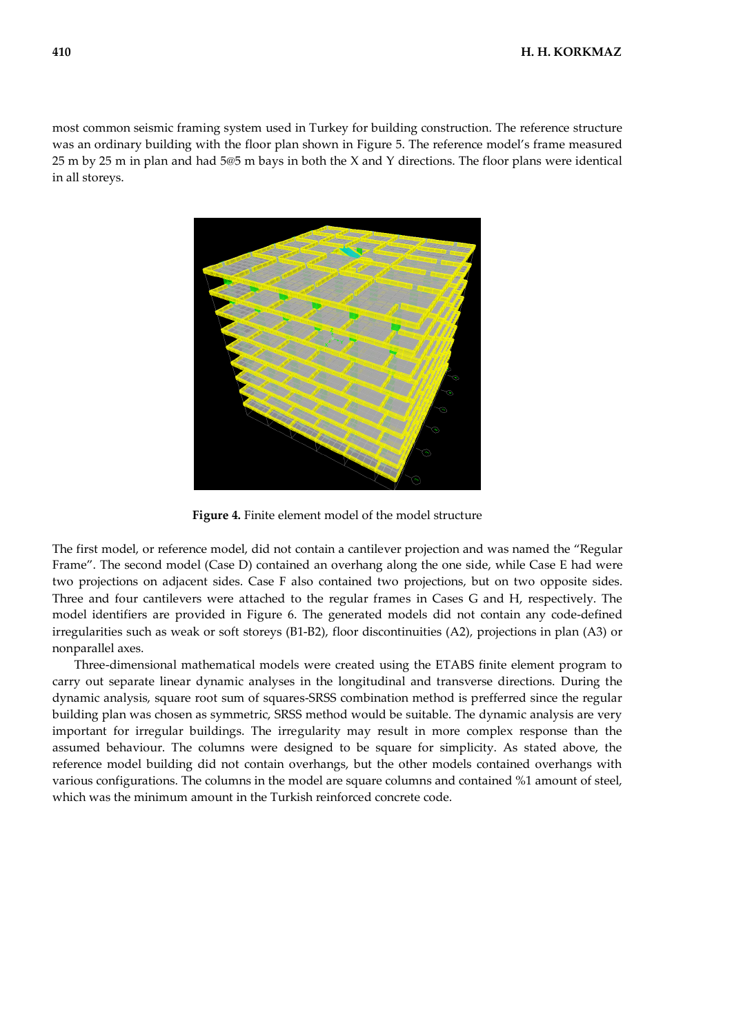most common seismic framing system used in Turkey for building construction. The reference structure was an ordinary building with the floor plan shown in Figure 5. The reference model's frame measured 25 m by 25 m in plan and had 5@5 m bays in both the X and Y directions. The floor plans were identical in all storeys.

**Figure 4.** Finite element model of the model structure

The first model, or reference model, did not contain a cantilever projection and was named the "Regular Frame". The second model (Case D) contained an overhang along the one side, while Case E had were two projections on adjacent sides. Case F also contained two projections, but on two opposite sides. Three and four cantilevers were attached to the regular frames in Cases G and H, respectively. The model identifiers are provided in Figure 6. The generated models did not contain any code-defined irregularities such as weak or soft storeys (B1-B2), floor discontinuities (A2), projections in plan (A3) or nonparallel axes.

Three-dimensional mathematical models were created using the ETABS finite element program to carry out separate linear dynamic analyses in the longitudinal and transverse directions. During the dynamic analysis, square root sum of squares-SRSS combination method is prefferred since the regular building plan was chosen as symmetric, SRSS method would be suitable. The dynamic analysis are very important for irregular buildings. The irregularity may result in more complex response than the assumed behaviour. The columns were designed to be square for simplicity. As stated above, the reference model building did not contain overhangs, but the other models contained overhangs with various configurations. The columns in the model are square columns and contained %1 amount of steel, which was the minimum amount in the Turkish reinforced concrete code.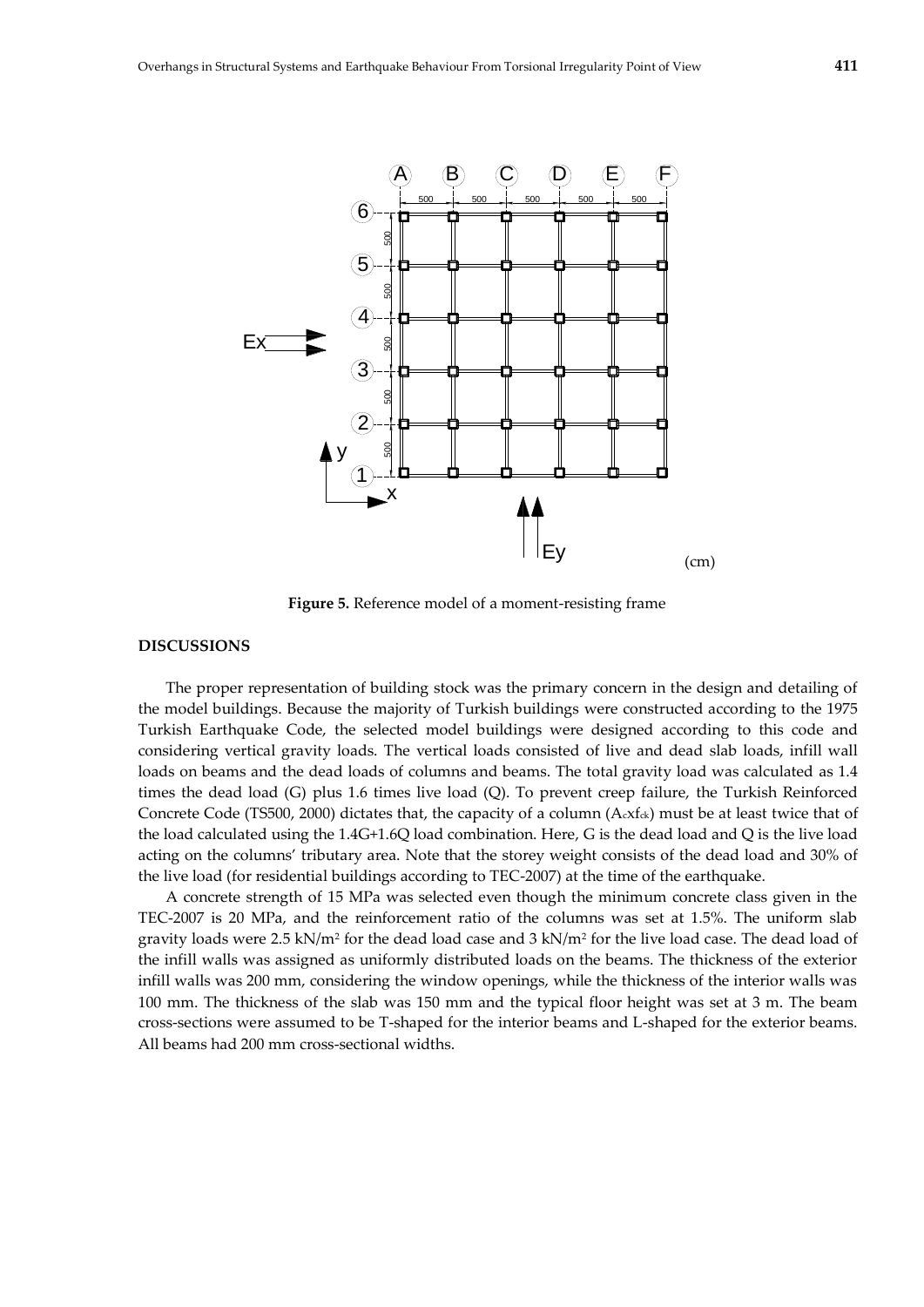A B C D E F

500 500 500 500 500

6 5 4 3 2 1

500 500 500 500 500

Ex

y

x

Ey

(cm)

**Figure 5.** Reference model of a moment-resisting frame

## DISCUSSIONS

The proper representation of building stock was the primary concern in the design and detailing of the model buildings. Because the majority of Turkish buildings were constructed according to the 1975 Turkish Earthquake Code, the selected model buildings were designed according to this code and considering vertical gravity loads. The vertical loads consisted of live and dead slab loads, infill wall loads on beams and the dead loads of columns and beams. The total gravity load was calculated as 1.4 times the dead load (G) plus 1.6 times live load (Q). To prevent creep failure, the Turkish Reinforced Concrete Code (TS500, 2000) dictates that, the capacity of a column ($A_c x f_{ck}$) must be at least twice that of the load calculated using the 1.4G+1.6Q load combination. Here, G is the dead load and Q is the live load acting on the columns' tributary area. Note that the storey weight consists of the dead load and 30% of the live load (for residential buildings according to TEC-2007) at the time of the earthquake.

A concrete strength of 15 MPa was selected even though the minimum concrete class given in the TEC-2007 is 20 MPa, and the reinforcement ratio of the columns was set at 1.5%. The uniform slab gravity loads were 2.5 kN/m$^2$ for the dead load case and 3 kN/m$^2$ for the live load case. The dead load of the infill walls was assigned as uniformly distributed loads on the beams. The thickness of the exterior infill walls was 200 mm, considering the window openings, while the thickness of the interior walls was 100 mm. The thickness of the slab was 150 mm and the typical floor height was set at 3 m. The beam cross-sections were assumed to be T-shaped for the interior beams and L-shaped for the exterior beams. All beams had 200 mm cross-sectional widths.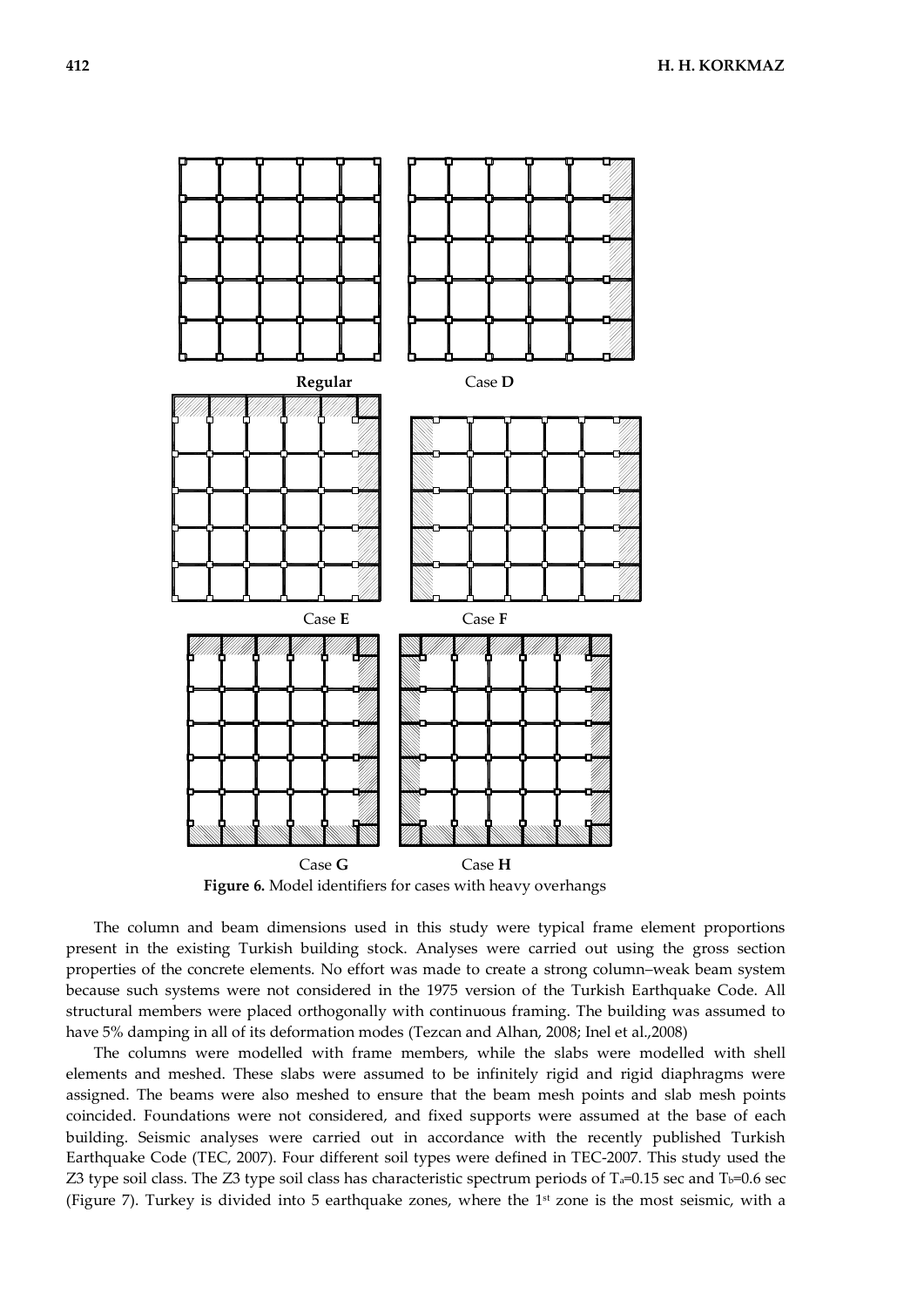Regular

Case **D**

Case **E**

Case **F**

Case **G**

Case **H**

**Figure 6.** Model identifiers for cases with heavy overhangs

The column and beam dimensions used in this study were typical frame element proportions present in the existing Turkish building stock. Analyses were carried out using the gross section properties of the concrete elements. No effort was made to create a strong column–weak beam system because such systems were not considered in the 1975 version of the Turkish Earthquake Code. All structural members were placed orthogonally with continuous framing. The building was assumed to have 5% damping in all of its deformation modes (Tezcan and Alhan, 2008; Inel et al.,2008)

The columns were modelled with frame members, while the slabs were modelled with shell elements and meshed. These slabs were assumed to be infinitely rigid and rigid diaphragms were assigned. The beams were also meshed to ensure that the beam mesh points and slab mesh points coincided. Foundations were not considered, and fixed supports were assumed at the base of each building. Seismic analyses were carried out in accordance with the recently published Turkish Earthquake Code (TEC, 2007). Four different soil types were defined in TEC-2007. This study used the Z3 type soil class. The Z3 type soil class has characteristic spectrum periods of $T_a$=0.15 sec and $T_b$=0.6 sec (Figure 7). Turkey is divided into 5 earthquake zones, where the 1st zone is the most seismic, with a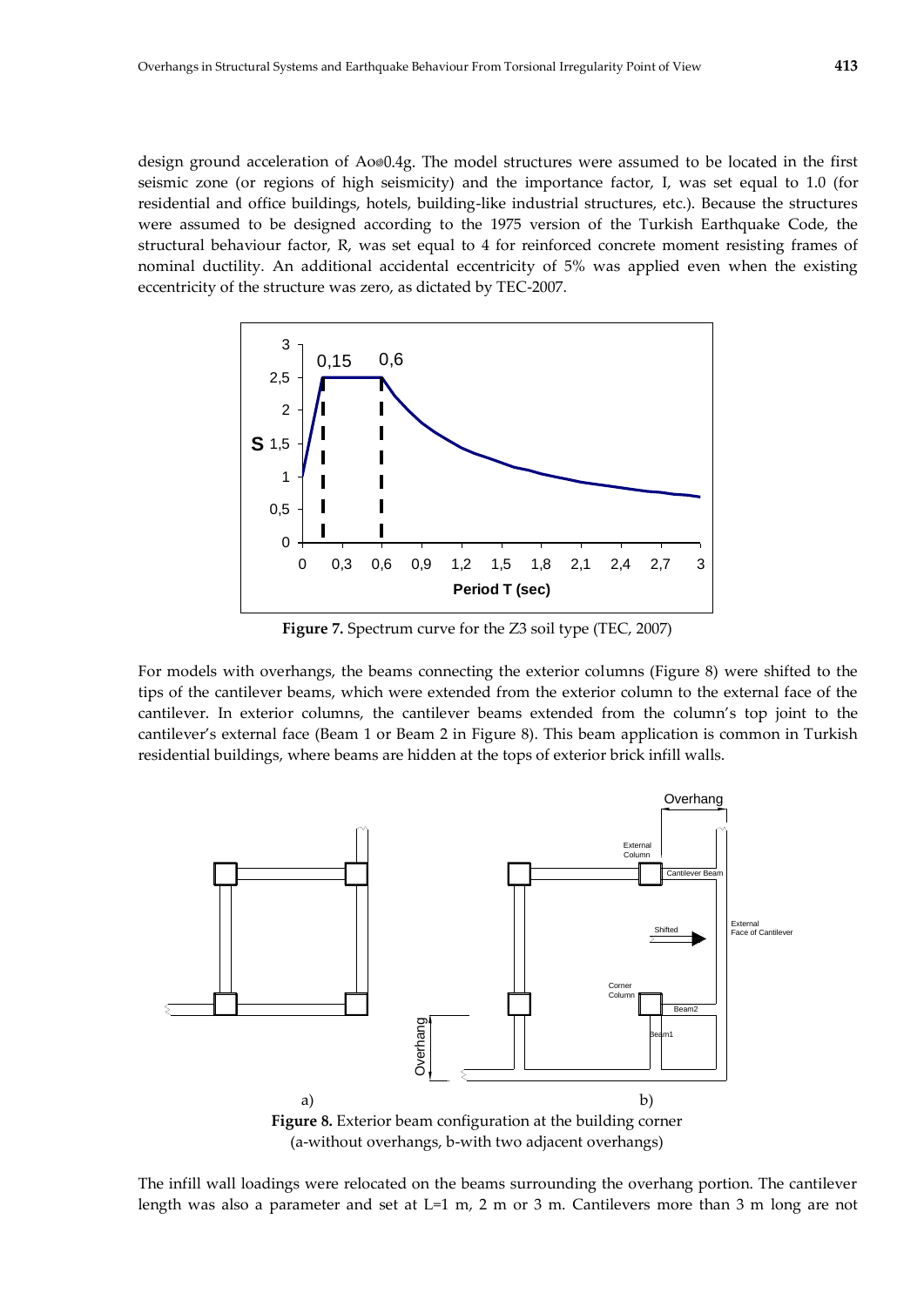design ground acceleration of Ao≅0.4g. The model structures were assumed to be located in the first seismic zone (or regions of high seismicity) and the importance factor, I, was set equal to 1.0 (for residential and office buildings, hotels, building-like industrial structures, etc.). Because the structures were assumed to be designed according to the 1975 version of the Turkish Earthquake Code, the structural behaviour factor, R, was set equal to 4 for reinforced concrete moment resisting frames of nominal ductility. An additional accidental eccentricity of 5% was applied even when the existing eccentricity of the structure was zero, as dictated by TEC-2007.

S

3
2,5
2
1,5
1
0,5
0

0,15
0,6

0
0,3
0,6
0,9
1,2
1,5
1,8
2,1
2,4
2,7
3

Period T (sec)

**Figure 7.** Spectrum curve for the Z3 soil type (TEC, 2007)

For models with overhangs, the beams connecting the exterior columns (Figure 8) were shifted to the tips of the cantilever beams, which were extended from the exterior column to the external face of the cantilever. In exterior columns, the cantilever beams extended from the column's top joint to the cantilever's external face (Beam 1 or Beam 2 in Figure 8). This beam application is common in Turkish residential buildings, where beams are hidden at the tops of exterior brick infill walls.

Overhang

External Column

Cantilever Beam

Shifted

External Face of Cantilever

Corner Column

Beam2

Beam1

Overhang

a)

b)

**Figure 8.** Exterior beam configuration at the building corner (a-without overhangs, b-with two adjacent overhangs)

The infill wall loadings were relocated on the beams surrounding the overhang portion. The cantilever length was also a parameter and set at L=1 m, 2 m or 3 m. Cantilevers more than 3 m long are not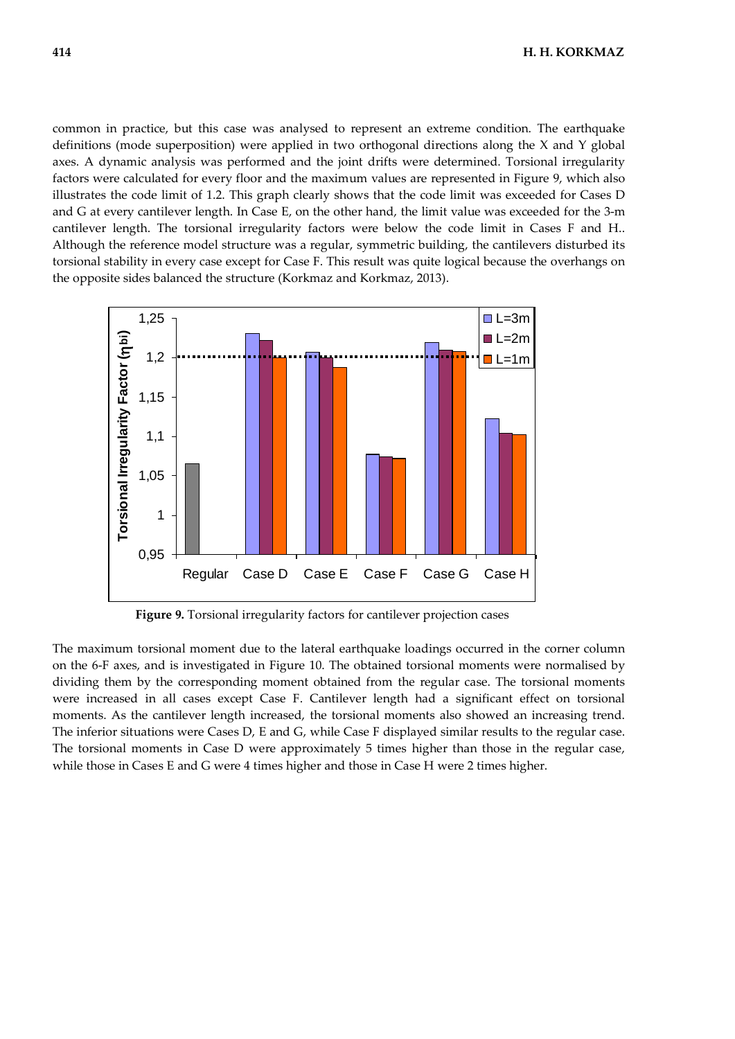common in practice, but this case was analysed to represent an extreme condition. The earthquake definitions (mode superposition) were applied in two orthogonal directions along the X and Y global axes. A dynamic analysis was performed and the joint drifts were determined. Torsional irregularity factors were calculated for every floor and the maximum values are represented in Figure 9, which also illustrates the code limit of 1.2. This graph clearly shows that the code limit was exceeded for Cases D and G at every cantilever length. In Case E, on the other hand, the limit value was exceeded for the 3-m cantilever length. The torsional irregularity factors were below the code limit in Cases F and H.. Although the reference model structure was a regular, symmetric building, the cantilevers disturbed its torsional stability in every case except for Case F. This result was quite logical because the overhangs on the opposite sides balanced the structure (Korkmaz and Korkmaz, 2013).

Torsional Irregularity Factor ($\eta_{bi}$)

1,25
1,2
1,15
1,1
1,05
1
0,95

Regular
Case D
Case E
Case F
Case G
Case H

L=3m
L=2m
L=1m

**Figure 9.** Torsional irregularity factors for cantilever projection cases

The maximum torsional moment due to the lateral earthquake loadings occurred in the corner column on the 6-F axes, and is investigated in Figure 10. The obtained torsional moments were normalised by dividing them by the corresponding moment obtained from the regular case. The torsional moments were increased in all cases except Case F. Cantilever length had a significant effect on torsional moments. As the cantilever length increased, the torsional moments also showed an increasing trend. The inferior situations were Cases D, E and G, while Case F displayed similar results to the regular case. The torsional moments in Case D were approximately 5 times higher than those in the regular case, while those in Cases E and G were 4 times higher and those in Case H were 2 times higher.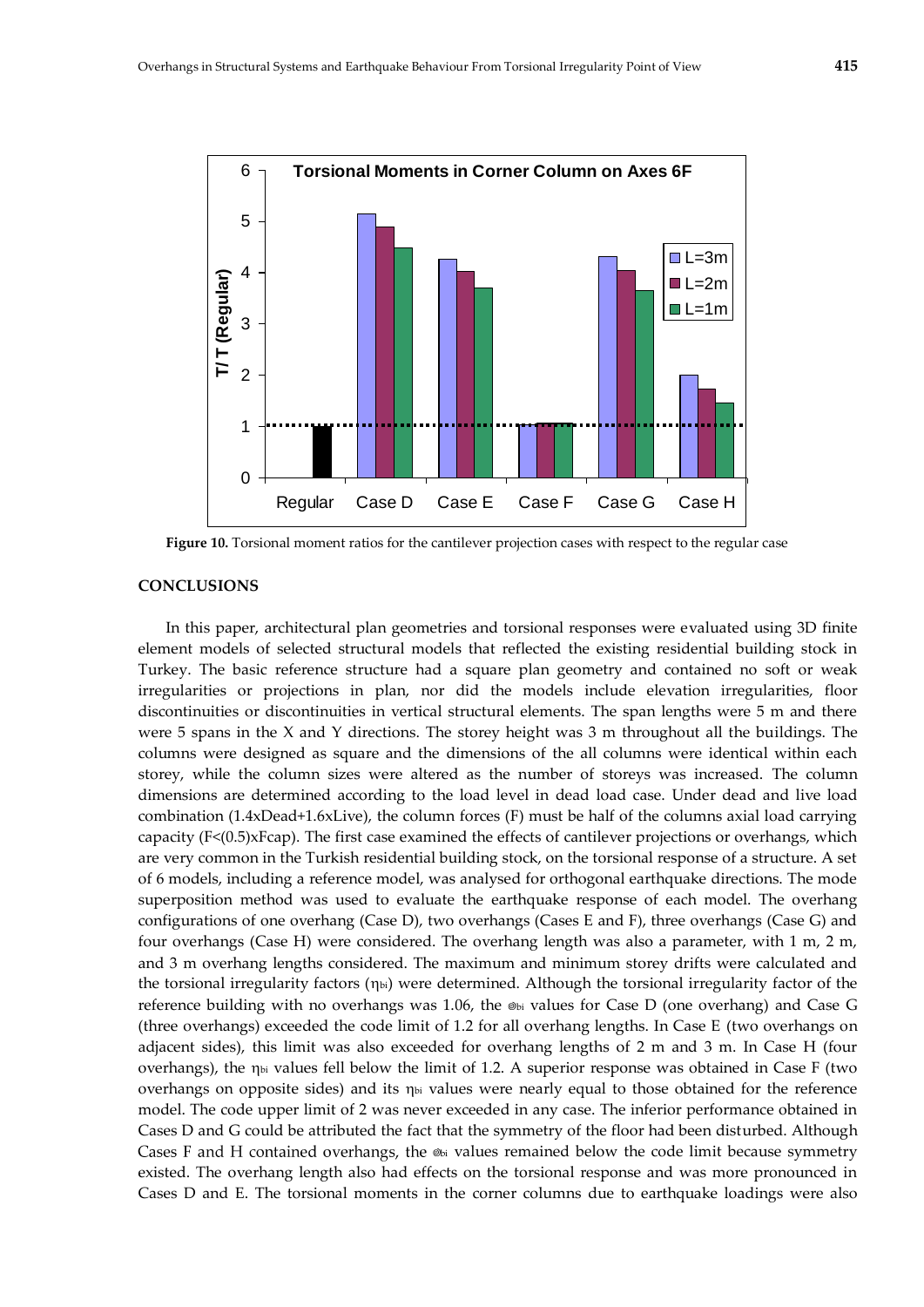Torsional Moments in Corner Column on Axes 6F

T/T (Regular)

0
1
2
3
4
5
6

Regular
Case D
Case E
Case F
Case G
Case H

L=3m
L=2m
L=1m

**Figure 10.** Torsional moment ratios for the cantilever projection cases with respect to the regular case

## CONCLUSIONS

In this paper, architectural plan geometries and torsional responses were evaluated using 3D finite element models of selected structural models that reflected the existing residential building stock in Turkey. The basic reference structure had a square plan geometry and contained no soft or weak irregularities or projections in plan, nor did the models include elevation irregularities, floor discontinuities or discontinuities in vertical structural elements. The span lengths were 5 m and there were 5 spans in the X and Y directions. The storey height was 3 m throughout all the buildings. The columns were designed as square and the dimensions of the all columns were identical within each storey, while the column sizes were altered as the number of storeys was increased. The column dimensions are determined according to the load level in dead load case. Under dead and live load combination (1.4xDead+1.6xLive), the column forces (F) must be half of the columns axial load carrying capacity (F<(0.5)xFcap). The first case examined the effects of cantilever projections or overhangs, which are very common in the Turkish residential building stock, on the torsional response of a structure. A set of 6 models, including a reference model, was analysed for orthogonal earthquake directions. The mode superposition method was used to evaluate the earthquake response of each model. The overhang configurations of one overhang (Case D), two overhangs (Cases E and F), three overhangs (Case G) and four overhangs (Case H) were considered. The overhang length was also a parameter, with 1 m, 2 m, and 3 m overhang lengths considered. The maximum and minimum storey drifts were calculated and the torsional irregularity factors ($\eta_{bi}$) were determined. Although the torsional irregularity factor of the reference building with no overhangs was 1.06, the $\eta_{bi}$ values for Case D (one overhang) and Case G (three overhangs) exceeded the code limit of 1.2 for all overhang lengths. In Case E (two overhangs on adjacent sides), this limit was also exceeded for overhang lengths of 2 m and 3 m. In Case H (four overhangs), the $\eta_{bi}$ values fell below the limit of 1.2. A superior response was obtained in Case F (two overhangs on opposite sides) and its $\eta_{bi}$ values were nearly equal to those obtained for the reference model. The code upper limit of 2 was never exceeded in any case. The inferior performance obtained in Cases D and G could be attributed the fact that the symmetry of the floor had been disturbed. Although Cases F and H contained overhangs, the $\eta_{bi}$ values remained below the code limit because symmetry existed. The overhang length also had effects on the torsional response and was more pronounced in Cases D and E. The torsional moments in the corner columns due to earthquake loadings were also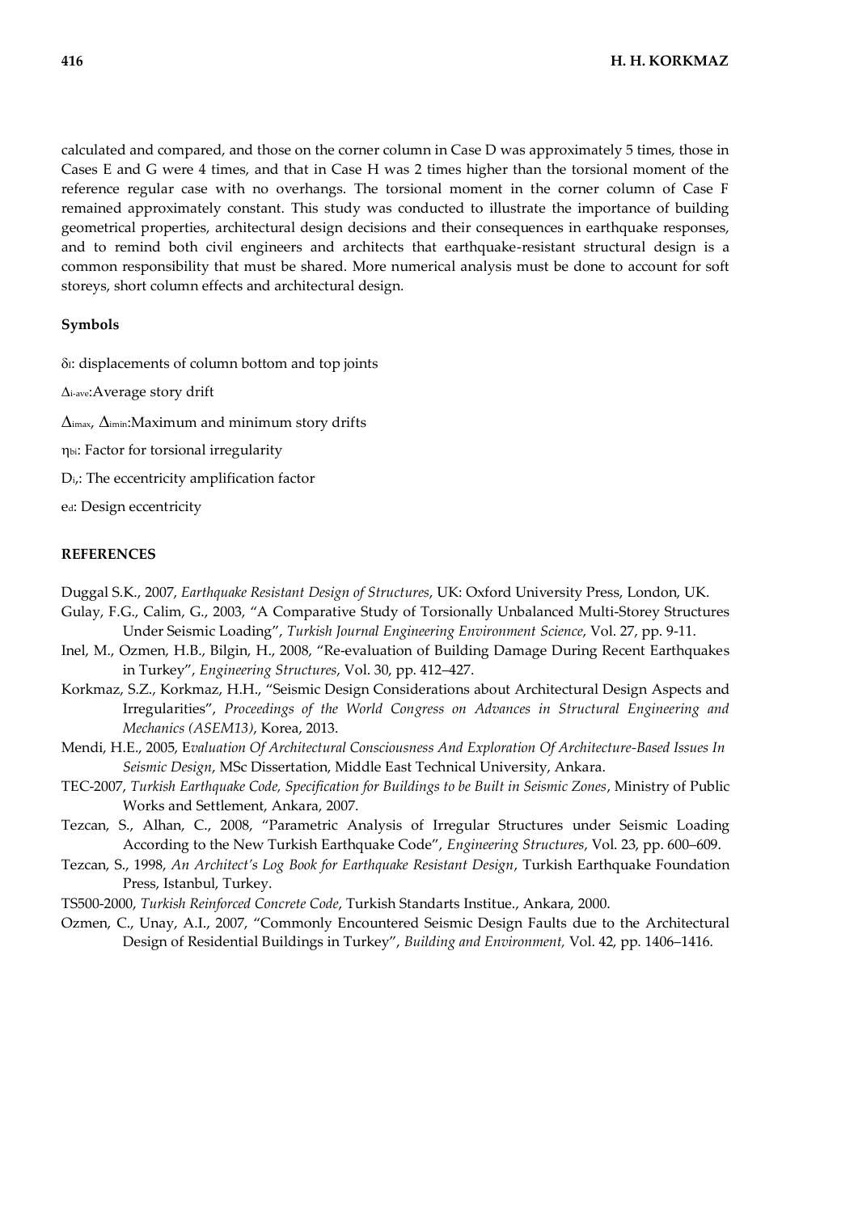calculated and compared, and those on the corner column in Case D was approximately 5 times, those in Cases E and G were 4 times, and that in Case H was 2 times higher than the torsional moment of the reference regular case with no overhangs. The torsional moment in the corner column of Case F remained approximately constant. This study was conducted to illustrate the importance of building geometrical properties, architectural design decisions and their consequences in earthquake responses, and to remind both civil engineers and architects that earthquake-resistant structural design is a common responsibility that must be shared. More numerical analysis must be done to account for soft storeys, short column effects and architectural design.

### Symbols

$\delta_I$: displacements of column bottom and top joints

$\Delta_{i\text{-}ave}$:Average story drift

$\Delta_{imax}$, $\Delta_{imin}$:Maximum and minimum story drifts

$\eta_{bi}$: Factor for torsional irregularity

$D_i$,: The eccentricity amplification factor

$e_d$: Design eccentricity

### REFERENCES

Duggal S.K., 2007, *Earthquake Resistant Design of Structures*, UK: Oxford University Press, London, UK.

Gulay, F.G., Calim, G., 2003, "A Comparative Study of Torsionally Unbalanced Multi-Storey Structures Under Seismic Loading", *Turkish Journal Engineering Environment Science*, Vol. 27, pp. 9-11.

Inel, M., Ozmen, H.B., Bilgin, H., 2008, "Re-evaluation of Building Damage During Recent Earthquakes in Turkey", *Engineering Structures*, Vol. 30, pp. 412–427.

Korkmaz, S.Z., Korkmaz, H.H., "Seismic Design Considerations about Architectural Design Aspects and Irregularities", *Proceedings of the World Congress on Advances in Structural Engineering and Mechanics (ASEM13)*, Korea, 2013.

Mendi, H.E., 2005, E*valuation Of Architectural Consciousness And Exploration Of Architecture-Based Issues In Seismic Design*, MSc Dissertation, Middle East Technical University, Ankara.

TEC-2007, *Turkish Earthquake Code, Specification for Buildings to be Built in Seismic Zones*, Ministry of Public Works and Settlement, Ankara, 2007.

Tezcan, S., Alhan, C., 2008, "Parametric Analysis of Irregular Structures under Seismic Loading According to the New Turkish Earthquake Code", *Engineering Structures*, Vol. 23, pp. 600–609.

Tezcan, S., 1998, *An Architect's Log Book for Earthquake Resistant Design*, Turkish Earthquake Foundation Press, Istanbul, Turkey.

TS500-2000, *Turkish Reinforced Concrete Code*, Turkish Standarts Institue., Ankara, 2000.

Ozmen, C., Unay, A.I., 2007, "Commonly Encountered Seismic Design Faults due to the Architectural Design of Residential Buildings in Turkey", *Building and Environment,* Vol. 42, pp. 1406–1416.